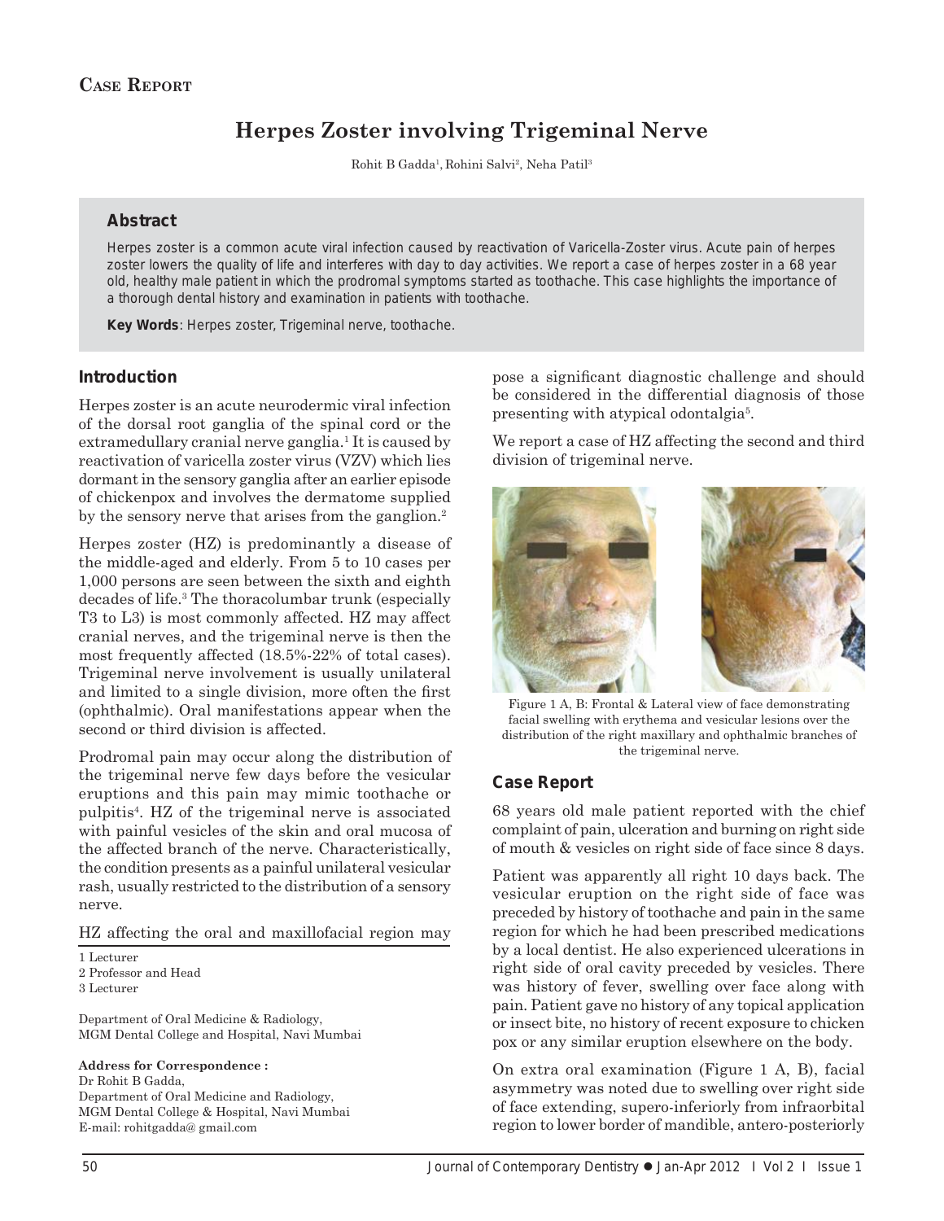**Case Report**

# Herpes Zoster involving Trigeminal Nerve

Rohit B Gadda[1], Rohini Salvi[2], Neha Patil[3]

## Abstract

Herpes zoster is a common acute viral infection caused by reactivation of Varicella-Zoster virus. Acute pain of herpes zoster lowers the quality of life and interferes with day to day activities. We report a case of herpes zoster in a 68 year old, healthy male patient in which the prodromal symptoms started as toothache. This case highlights the importance of a thorough dental history and examination in patients with toothache.

**Key Words**: Herpes zoster, Trigeminal nerve, toothache.

## Introduction

Herpes zoster is an acute neurodermic viral infection of the dorsal root ganglia of the spinal cord or the extramedullary cranial nerve ganglia.[1] It is caused by reactivation of varicella zoster virus (VZV) which lies dormant in the sensory ganglia after an earlier episode of chickenpox and involves the dermatome supplied by the sensory nerve that arises from the ganglion.[2]

Herpes zoster (HZ) is predominantly a disease of the middle-aged and elderly. From 5 to 10 cases per 1,000 persons are seen between the sixth and eighth decades of life.[3] The thoracolumbar trunk (especially T3 to L3) is most commonly affected. HZ may affect cranial nerves, and the trigeminal nerve is then the most frequently affected (18.5%-22% of total cases). Trigeminal nerve involvement is usually unilateral and limited to a single division, more often the first (ophthalmic). Oral manifestations appear when the second or third division is affected.

Prodromal pain may occur along the distribution of the trigeminal nerve few days before the vesicular eruptions and this pain may mimic toothache or pulpitis[4]. HZ of the trigeminal nerve is associated with painful vesicles of the skin and oral mucosa of the affected branch of the nerve. Characteristically, the condition presents as a painful unilateral vesicular rash, usually restricted to the distribution of a sensory nerve.

HZ affecting the oral and maxillofacial region may pose a significant diagnostic challenge and should be considered in the differential diagnosis of those presenting with atypical odontalgia[5].

We report a case of HZ affecting the second and third division of trigeminal nerve.

Figure 1 A, B: Frontal & Lateral view of face demonstrating facial swelling with erythema and vesicular lesions over the distribution of the right maxillary and ophthalmic branches of the trigeminal nerve.

## Case Report

68 years old male patient reported with the chief complaint of pain, ulceration and burning on right side of mouth & vesicles on right side of face since 8 days.

Patient was apparently all right 10 days back. The vesicular eruption on the right side of face was preceded by history of toothache and pain in the same region for which he had been prescribed medications by a local dentist. He also experienced ulcerations in right side of oral cavity preceded by vesicles. There was history of fever, swelling over face along with pain. Patient gave no history of any topical application or insect bite, no history of recent exposure to chicken pox or any similar eruption elsewhere on the body.

On extra oral examination (Figure 1 A, B), facial asymmetry was noted due to swelling over right side of face extending, supero-inferiorly from infraorbital region to lower border of mandible, antero-posteriorly

1 Lecturer
2 Professor and Head
3 Lecturer

Department of Oral Medicine & Radiology,
MGM Dental College and Hospital, Navi Mumbai

**Address for Correspondence :**
Dr Rohit B Gadda,
Department of Oral Medicine and Radiology,
MGM Dental College & Hospital, Navi Mumbai
E-mail: rohitgadda@ gmail.com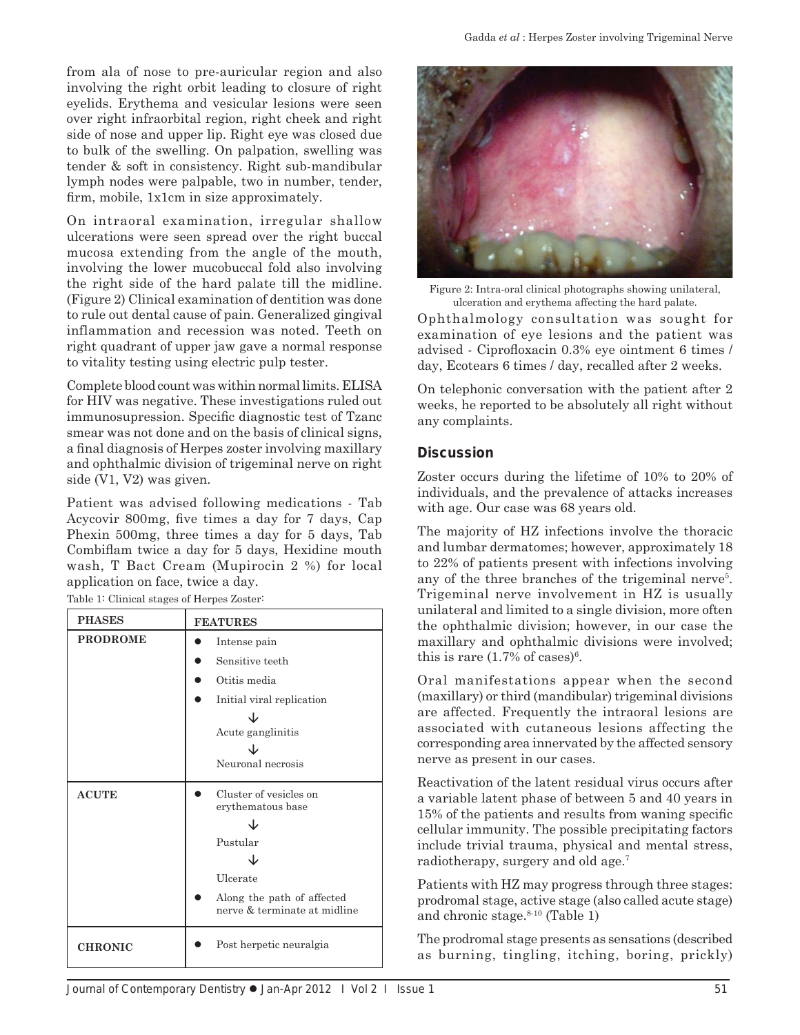from ala of nose to pre-auricular region and also involving the right orbit leading to closure of right eyelids. Erythema and vesicular lesions were seen over right infraorbital region, right cheek and right side of nose and upper lip. Right eye was closed due to bulk of the swelling. On palpation, swelling was tender & soft in consistency. Right sub-mandibular lymph nodes were palpable, two in number, tender, firm, mobile, 1x1cm in size approximately.

On intraoral examination, irregular shallow ulcerations were seen spread over the right buccal mucosa extending from the angle of the mouth, involving the lower mucobuccal fold also involving the right side of the hard palate till the midline. (Figure 2) Clinical examination of dentition was done to rule out dental cause of pain. Generalized gingival inflammation and recession was noted. Teeth on right quadrant of upper jaw gave a normal response to vitality testing using electric pulp tester.

Complete blood count was within normal limits. ELISA for HIV was negative. These investigations ruled out immunosupression. Specific diagnostic test of Tzanc smear was not done and on the basis of clinical signs, a final diagnosis of Herpes zoster involving maxillary and ophthalmic division of trigeminal nerve on right side (V1, V2) was given.

Patient was advised following medications - Tab Acycovir 800mg, five times a day for 7 days, Cap Phexin 500mg, three times a day for 5 days, Tab Combiflam twice a day for 5 days, Hexidine mouth wash, T Bact Cream (Mupirocin 2 %) for local application on face, twice a day.

Table 1: Clinical stages of Herpes Zoster:

| PHASES | FEATURES |
|---|---|
| PRODROME | • Intense pain<br>• Sensitive teeth<br>• Otitis media<br>• Initial viral replication<br>↓<br>Acute ganglinitis<br>↓<br>Neuronal necrosis |
| ACUTE | • Cluster of vesicles on erythematous base<br>↓<br>Pustular<br>↓<br>Ulcerate<br>• Along the path of affected nerve & terminate at midline |
| CHRONIC | • Post herpetic neuralgia |

Figure 2: Intra-oral clinical photographs showing unilateral, ulceration and erythema affecting the hard palate.

Ophthalmology consultation was sought for examination of eye lesions and the patient was advised - Ciprofloxacin 0.3% eye ointment 6 times / day, Ecotears 6 times / day, recalled after 2 weeks.

On telephonic conversation with the patient after 2 weeks, he reported to be absolutely all right without any complaints.

## Discussion

Zoster occurs during the lifetime of 10% to 20% of individuals, and the prevalence of attacks increases with age. Our case was 68 years old.

The majority of HZ infections involve the thoracic and lumbar dermatomes; however, approximately 18 to 22% of patients present with infections involving any of the three branches of the trigeminal nerve[5]. Trigeminal nerve involvement in HZ is usually unilateral and limited to a single division, more often the ophthalmic division; however, in our case the maxillary and ophthalmic divisions were involved; this is rare (1.7% of cases)[6].

Oral manifestations appear when the second (maxillary) or third (mandibular) trigeminal divisions are affected. Frequently the intraoral lesions are associated with cutaneous lesions affecting the corresponding area innervated by the affected sensory nerve as present in our cases.

Reactivation of the latent residual virus occurs after a variable latent phase of between 5 and 40 years in 15% of the patients and results from waning specific cellular immunity. The possible precipitating factors include trivial trauma, physical and mental stress, radiotherapy, surgery and old age.[7]

Patients with HZ may progress through three stages: prodromal stage, active stage (also called acute stage) and chronic stage.[8-10] (Table 1)

The prodromal stage presents as sensations (described as burning, tingling, itching, boring, prickly)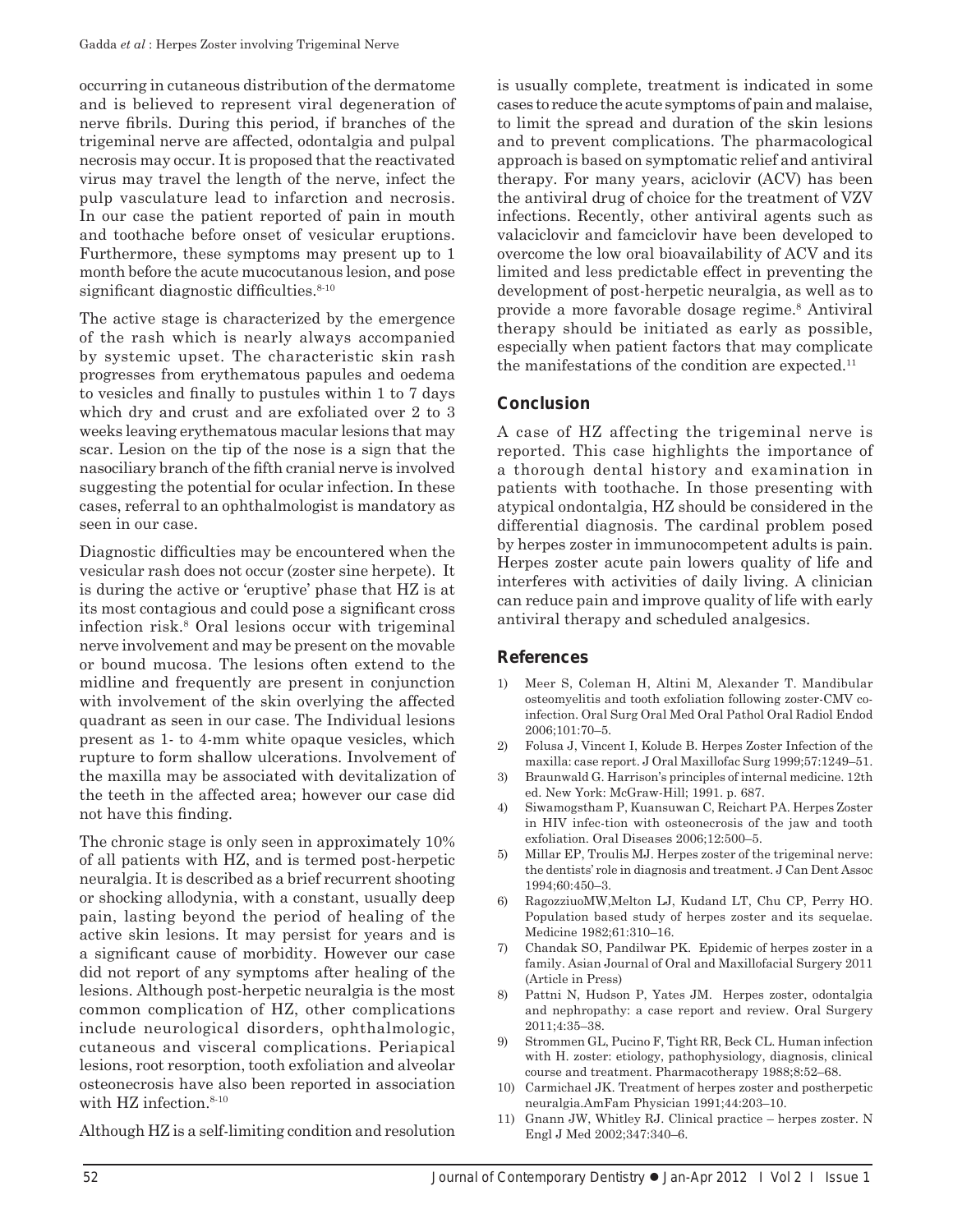occurring in cutaneous distribution of the dermatome and is believed to represent viral degeneration of nerve fibrils. During this period, if branches of the trigeminal nerve are affected, odontalgia and pulpal necrosis may occur. It is proposed that the reactivated virus may travel the length of the nerve, infect the pulp vasculature lead to infarction and necrosis. In our case the patient reported of pain in mouth and toothache before onset of vesicular eruptions. Furthermore, these symptoms may present up to 1 month before the acute mucocutanous lesion, and pose significant diagnostic difficulties.[8-10]

The active stage is characterized by the emergence of the rash which is nearly always accompanied by systemic upset. The characteristic skin rash progresses from erythematous papules and oedema to vesicles and finally to pustules within 1 to 7 days which dry and crust and are exfoliated over 2 to 3 weeks leaving erythematous macular lesions that may scar. Lesion on the tip of the nose is a sign that the nasociliary branch of the fifth cranial nerve is involved suggesting the potential for ocular infection. In these cases, referral to an ophthalmologist is mandatory as seen in our case.

Diagnostic difficulties may be encountered when the vesicular rash does not occur (zoster sine herpete). It is during the active or 'eruptive' phase that HZ is at its most contagious and could pose a significant cross infection risk.[8] Oral lesions occur with trigeminal nerve involvement and may be present on the movable or bound mucosa. The lesions often extend to the midline and frequently are present in conjunction with involvement of the skin overlying the affected quadrant as seen in our case. The Individual lesions present as 1- to 4-mm white opaque vesicles, which rupture to form shallow ulcerations. Involvement of the maxilla may be associated with devitalization of the teeth in the affected area; however our case did not have this finding.

The chronic stage is only seen in approximately 10% of all patients with HZ, and is termed post-herpetic neuralgia. It is described as a brief recurrent shooting or shocking allodynia, with a constant, usually deep pain, lasting beyond the period of healing of the active skin lesions. It may persist for years and is a significant cause of morbidity. However our case did not report of any symptoms after healing of the lesions. Although post-herpetic neuralgia is the most common complication of HZ, other complications include neurological disorders, ophthalmologic, cutaneous and visceral complications. Periapical lesions, root resorption, tooth exfoliation and alveolar osteonecrosis have also been reported in association with HZ infection.[8-10]

Although HZ is a self-limiting condition and resolution is usually complete, treatment is indicated in some cases to reduce the acute symptoms of pain and malaise, to limit the spread and duration of the skin lesions and to prevent complications. The pharmacological approach is based on symptomatic relief and antiviral therapy. For many years, aciclovir (ACV) has been the antiviral drug of choice for the treatment of VZV infections. Recently, other antiviral agents such as valaciclovir and famciclovir have been developed to overcome the low oral bioavailability of ACV and its limited and less predictable effect in preventing the development of post-herpetic neuralgia, as well as to provide a more favorable dosage regime.[8] Antiviral therapy should be initiated as early as possible, especially when patient factors that may complicate the manifestations of the condition are expected.[11]

## Conclusion

A case of HZ affecting the trigeminal nerve is reported. This case highlights the importance of a thorough dental history and examination in patients with toothache. In those presenting with atypical ondontalgia, HZ should be considered in the differential diagnosis. The cardinal problem posed by herpes zoster in immunocompetent adults is pain. Herpes zoster acute pain lowers quality of life and interferes with activities of daily living. A clinician can reduce pain and improve quality of life with early antiviral therapy and scheduled analgesics.

## References

1) Meer S, Coleman H, Altini M, Alexander T. Mandibular osteomyelitis and tooth exfoliation following zoster-CMV co-infection. Oral Surg Oral Med Oral Pathol Oral Radiol Endod 2006;101:70–5.
2) Folusa J, Vincent I, Kolude B. Herpes Zoster Infection of the maxilla: case report. J Oral Maxillofac Surg 1999;57:1249–51.
3) Braunwald G. Harrison's principles of internal medicine. 12th ed. New York: McGraw-Hill; 1991. p. 687.
4) Siwamogstham P, Kuansuwan C, Reichart PA. Herpes Zoster in HIV infec-tion with osteonecrosis of the jaw and tooth exfoliation. Oral Diseases 2006;12:500–5.
5) Millar EP, Troulis MJ. Herpes zoster of the trigeminal nerve: the dentists' role in diagnosis and treatment. J Can Dent Assoc 1994;60:450–3.
6) RagozziuoMW,Melton LJ, Kudand LT, Chu CP, Perry HO. Population based study of herpes zoster and its sequelae. Medicine 1982;61:310–16.
7) Chandak SO, Pandilwar PK. Epidemic of herpes zoster in a family. Asian Journal of Oral and Maxillofacial Surgery 2011 (Article in Press)
8) Pattni N, Hudson P, Yates JM. Herpes zoster, odontalgia and nephropathy: a case report and review. Oral Surgery 2011;4:35–38.
9) Strommen GL, Pucino F, Tight RR, Beck CL. Human infection with H. zoster: etiology, pathophysiology, diagnosis, clinical course and treatment. Pharmacotherapy 1988;8:52–68.
10) Carmichael JK. Treatment of herpes zoster and postherpetic neuralgia.AmFam Physician 1991;44:203–10.
11) Gnann JW, Whitley RJ. Clinical practice – herpes zoster. N Engl J Med 2002;347:340–6.